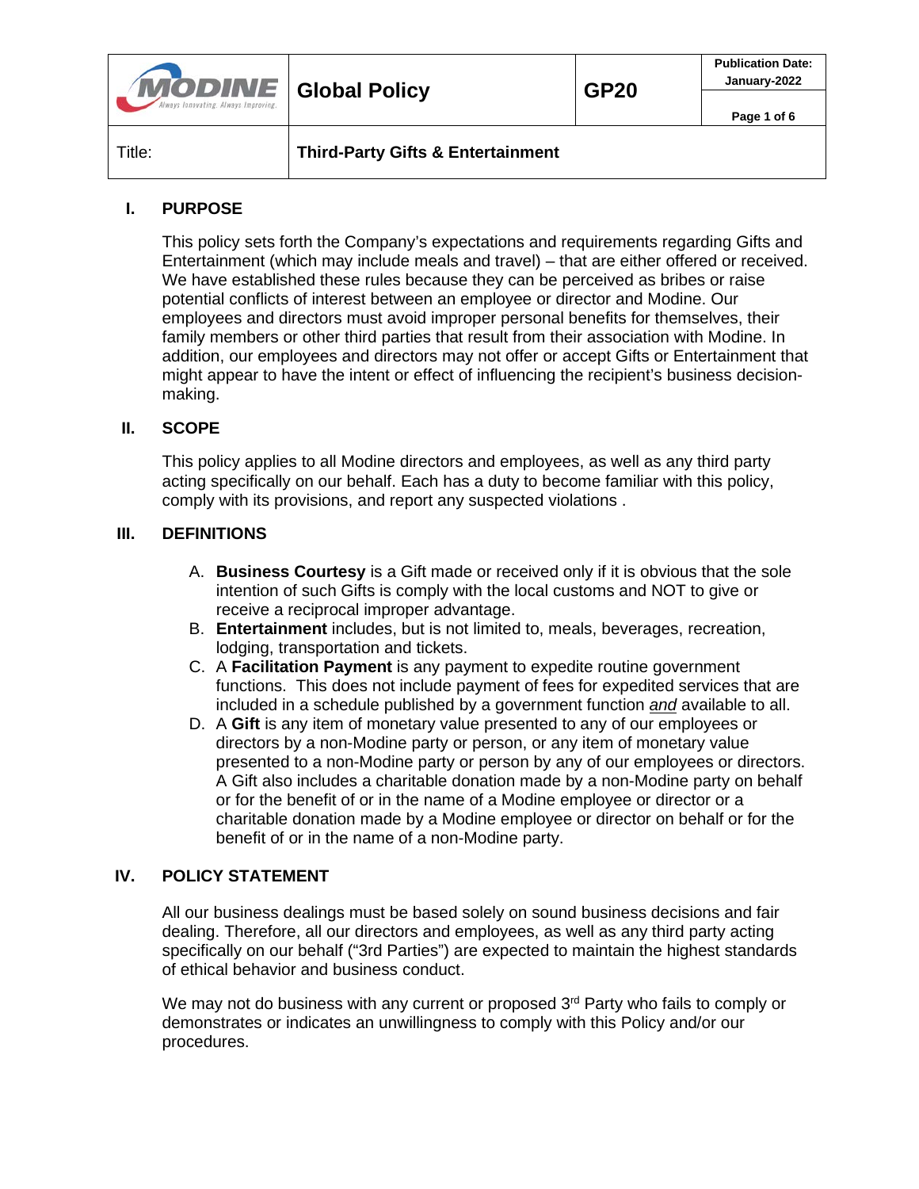| | Global Policy | GP20 | Publication Date: January-2022 |
|---|---|---|---|
| Title: | **Third-Party Gifts & Entertainment** | | |

## I. PURPOSE

This policy sets forth the Company's expectations and requirements regarding Gifts and Entertainment (which may include meals and travel) – that are either offered or received. We have established these rules because they can be perceived as bribes or raise potential conflicts of interest between an employee or director and Modine. Our employees and directors must avoid improper personal benefits for themselves, their family members or other third parties that result from their association with Modine. In addition, our employees and directors may not offer or accept Gifts or Entertainment that might appear to have the intent or effect of influencing the recipient's business decision-making.

## II. SCOPE

This policy applies to all Modine directors and employees, as well as any third party acting specifically on our behalf. Each has a duty to become familiar with this policy, comply with its provisions, and report any suspected violations .

## III. DEFINITIONS

A. **Business Courtesy** is a Gift made or received only if it is obvious that the sole intention of such Gifts is comply with the local customs and NOT to give or receive a reciprocal improper advantage.
B. **Entertainment** includes, but is not limited to, meals, beverages, recreation, lodging, transportation and tickets.
C. A **Facilitation Payment** is any payment to expedite routine government functions. This does not include payment of fees for expedited services that are included in a schedule published by a government function *and* available to all.
D. A **Gift** is any item of monetary value presented to any of our employees or directors by a non-Modine party or person, or any item of monetary value presented to a non-Modine party or person by any of our employees or directors. A Gift also includes a charitable donation made by a non-Modine party on behalf or for the benefit of or in the name of a Modine employee or director or a charitable donation made by a Modine employee or director on behalf or for the benefit of or in the name of a non-Modine party.

## IV. POLICY STATEMENT

All our business dealings must be based solely on sound business decisions and fair dealing. Therefore, all our directors and employees, as well as any third party acting specifically on our behalf ("3rd Parties") are expected to maintain the highest standards of ethical behavior and business conduct.

We may not do business with any current or proposed 3rd Party who fails to comply or demonstrates or indicates an unwillingness to comply with this Policy and/or our procedures.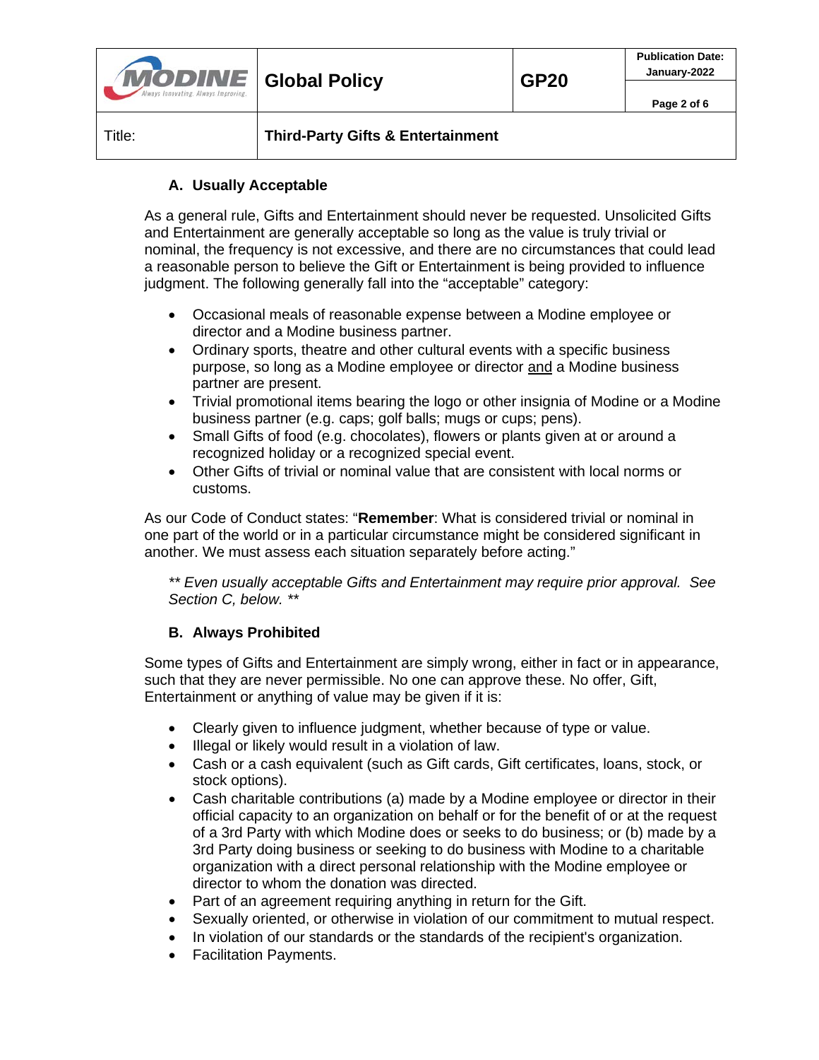### A. Usually Acceptable

As a general rule, Gifts and Entertainment should never be requested. Unsolicited Gifts and Entertainment are generally acceptable so long as the value is truly trivial or nominal, the frequency is not excessive, and there are no circumstances that could lead a reasonable person to believe the Gift or Entertainment is being provided to influence judgment. The following generally fall into the "acceptable" category:

- Occasional meals of reasonable expense between a Modine employee or director and a Modine business partner.
- Ordinary sports, theatre and other cultural events with a specific business purpose, so long as a Modine employee or director <u>and</u> a Modine business partner are present.
- Trivial promotional items bearing the logo or other insignia of Modine or a Modine business partner (e.g. caps; golf balls; mugs or cups; pens).
- Small Gifts of food (e.g. chocolates), flowers or plants given at or around a recognized holiday or a recognized special event.
- Other Gifts of trivial or nominal value that are consistent with local norms or customs.

As our Code of Conduct states: "**Remember**: What is considered trivial or nominal in one part of the world or in a particular circumstance might be considered significant in another. We must assess each situation separately before acting."

*** Even usually acceptable Gifts and Entertainment may require prior approval. See Section C, below. ***

### B. Always Prohibited

Some types of Gifts and Entertainment are simply wrong, either in fact or in appearance, such that they are never permissible. No one can approve these. No offer, Gift, Entertainment or anything of value may be given if it is:

- Clearly given to influence judgment, whether because of type or value.
- Illegal or likely would result in a violation of law.
- Cash or a cash equivalent (such as Gift cards, Gift certificates, loans, stock, or stock options).
- Cash charitable contributions (a) made by a Modine employee or director in their official capacity to an organization on behalf or for the benefit of or at the request of a 3rd Party with which Modine does or seeks to do business; or (b) made by a 3rd Party doing business or seeking to do business with Modine to a charitable organization with a direct personal relationship with the Modine employee or director to whom the donation was directed.
- Part of an agreement requiring anything in return for the Gift.
- Sexually oriented, or otherwise in violation of our commitment to mutual respect.
- In violation of our standards or the standards of the recipient's organization.
- Facilitation Payments.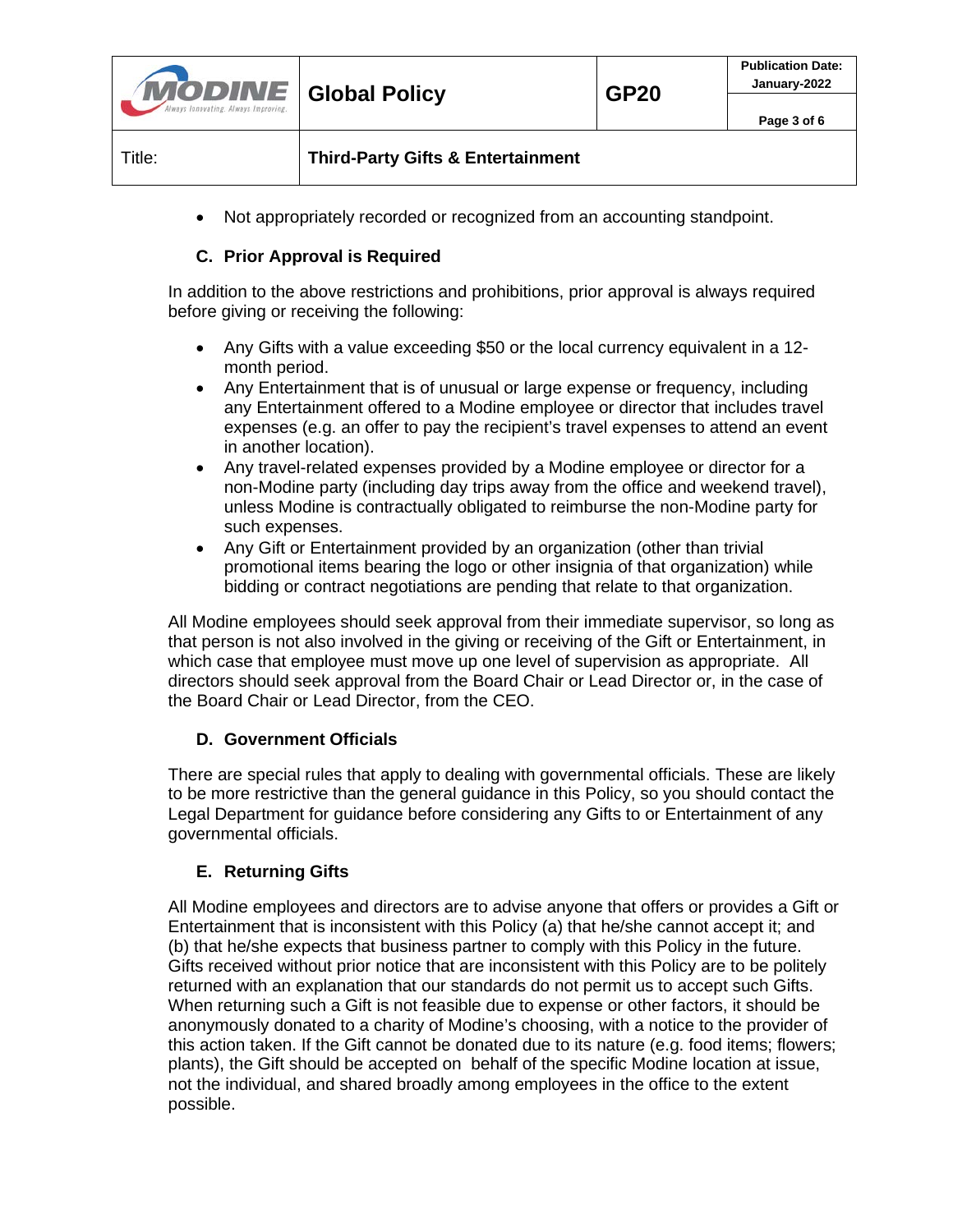- Not appropriately recorded or recognized from an accounting standpoint.

### C. Prior Approval is Required

In addition to the above restrictions and prohibitions, prior approval is always required before giving or receiving the following:

- Any Gifts with a value exceeding $50 or the local currency equivalent in a 12-month period.
- Any Entertainment that is of unusual or large expense or frequency, including any Entertainment offered to a Modine employee or director that includes travel expenses (e.g. an offer to pay the recipient's travel expenses to attend an event in another location).
- Any travel-related expenses provided by a Modine employee or director for a non-Modine party (including day trips away from the office and weekend travel), unless Modine is contractually obligated to reimburse the non-Modine party for such expenses.
- Any Gift or Entertainment provided by an organization (other than trivial promotional items bearing the logo or other insignia of that organization) while bidding or contract negotiations are pending that relate to that organization.

All Modine employees should seek approval from their immediate supervisor, so long as that person is not also involved in the giving or receiving of the Gift or Entertainment, in which case that employee must move up one level of supervision as appropriate. All directors should seek approval from the Board Chair or Lead Director or, in the case of the Board Chair or Lead Director, from the CEO.

### D. Government Officials

There are special rules that apply to dealing with governmental officials. These are likely to be more restrictive than the general guidance in this Policy, so you should contact the Legal Department for guidance before considering any Gifts to or Entertainment of any governmental officials.

### E. Returning Gifts

All Modine employees and directors are to advise anyone that offers or provides a Gift or Entertainment that is inconsistent with this Policy (a) that he/she cannot accept it; and (b) that he/she expects that business partner to comply with this Policy in the future. Gifts received without prior notice that are inconsistent with this Policy are to be politely returned with an explanation that our standards do not permit us to accept such Gifts. When returning such a Gift is not feasible due to expense or other factors, it should be anonymously donated to a charity of Modine's choosing, with a notice to the provider of this action taken. If the Gift cannot be donated due to its nature (e.g. food items; flowers; plants), the Gift should be accepted on behalf of the specific Modine location at issue, not the individual, and shared broadly among employees in the office to the extent possible.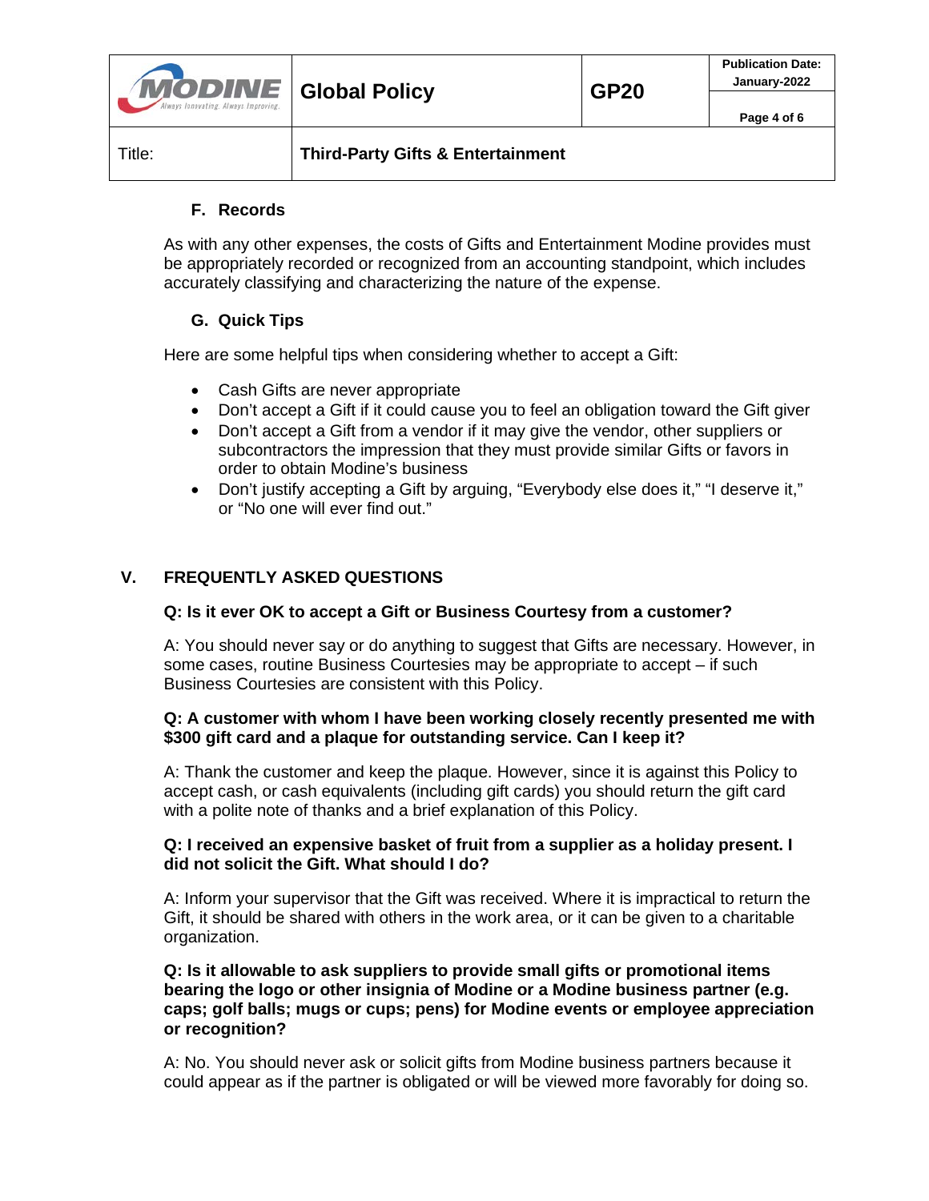### F. Records

As with any other expenses, the costs of Gifts and Entertainment Modine provides must be appropriately recorded or recognized from an accounting standpoint, which includes accurately classifying and characterizing the nature of the expense.

### G. Quick Tips

Here are some helpful tips when considering whether to accept a Gift:

- Cash Gifts are never appropriate
- Don't accept a Gift if it could cause you to feel an obligation toward the Gift giver
- Don't accept a Gift from a vendor if it may give the vendor, other suppliers or subcontractors the impression that they must provide similar Gifts or favors in order to obtain Modine's business
- Don't justify accepting a Gift by arguing, "Everybody else does it," "I deserve it," or "No one will ever find out."

## V. FREQUENTLY ASKED QUESTIONS

**Q: Is it ever OK to accept a Gift or Business Courtesy from a customer?**

A: You should never say or do anything to suggest that Gifts are necessary. However, in some cases, routine Business Courtesies may be appropriate to accept – if such Business Courtesies are consistent with this Policy.

**Q: A customer with whom I have been working closely recently presented me with $300 gift card and a plaque for outstanding service. Can I keep it?**

A: Thank the customer and keep the plaque. However, since it is against this Policy to accept cash, or cash equivalents (including gift cards) you should return the gift card with a polite note of thanks and a brief explanation of this Policy.

**Q: I received an expensive basket of fruit from a supplier as a holiday present. I did not solicit the Gift. What should I do?**

A: Inform your supervisor that the Gift was received. Where it is impractical to return the Gift, it should be shared with others in the work area, or it can be given to a charitable organization.

**Q: Is it allowable to ask suppliers to provide small gifts or promotional items bearing the logo or other insignia of Modine or a Modine business partner (e.g. caps; golf balls; mugs or cups; pens) for Modine events or employee appreciation or recognition?**

A: No. You should never ask or solicit gifts from Modine business partners because it could appear as if the partner is obligated or will be viewed more favorably for doing so.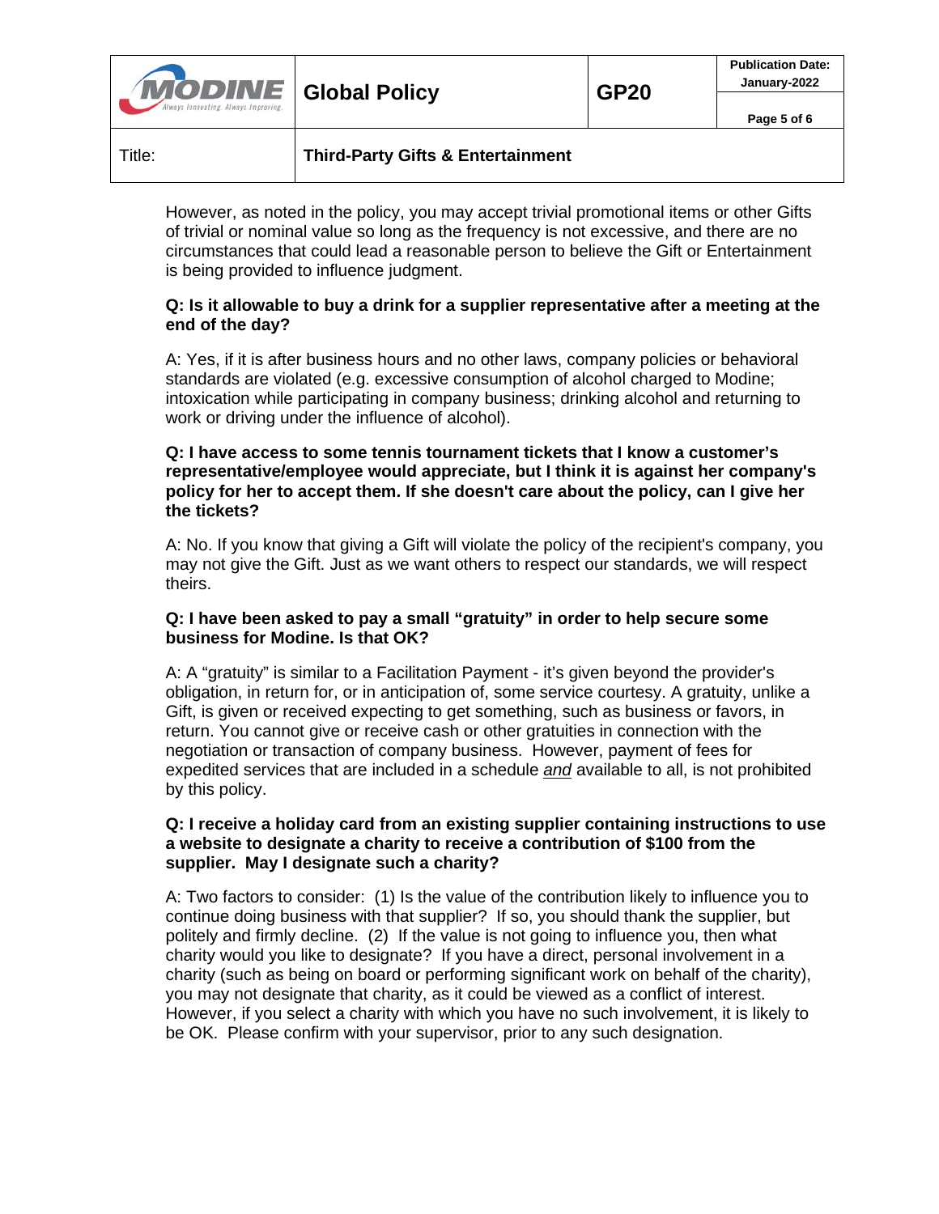However, as noted in the policy, you may accept trivial promotional items or other Gifts of trivial or nominal value so long as the frequency is not excessive, and there are no circumstances that could lead a reasonable person to believe the Gift or Entertainment is being provided to influence judgment.

**Q: Is it allowable to buy a drink for a supplier representative after a meeting at the end of the day?**

A: Yes, if it is after business hours and no other laws, company policies or behavioral standards are violated (e.g. excessive consumption of alcohol charged to Modine; intoxication while participating in company business; drinking alcohol and returning to work or driving under the influence of alcohol).

**Q: I have access to some tennis tournament tickets that I know a customer's representative/employee would appreciate, but I think it is against her company's policy for her to accept them. If she doesn't care about the policy, can I give her the tickets?**

A: No. If you know that giving a Gift will violate the policy of the recipient's company, you may not give the Gift. Just as we want others to respect our standards, we will respect theirs.

**Q: I have been asked to pay a small "gratuity" in order to help secure some business for Modine. Is that OK?**

A: A "gratuity" is similar to a Facilitation Payment - it's given beyond the provider's obligation, in return for, or in anticipation of, some service courtesy. A gratuity, unlike a Gift, is given or received expecting to get something, such as business or favors, in return. You cannot give or receive cash or other gratuities in connection with the negotiation or transaction of company business. However, payment of fees for expedited services that are included in a schedule *and* available to all, is not prohibited by this policy.

**Q: I receive a holiday card from an existing supplier containing instructions to use a website to designate a charity to receive a contribution of $100 from the supplier. May I designate such a charity?**

A: Two factors to consider: (1) Is the value of the contribution likely to influence you to continue doing business with that supplier? If so, you should thank the supplier, but politely and firmly decline. (2) If the value is not going to influence you, then what charity would you like to designate? If you have a direct, personal involvement in a charity (such as being on board or performing significant work on behalf of the charity), you may not designate that charity, as it could be viewed as a conflict of interest. However, if you select a charity with which you have no such involvement, it is likely to be OK. Please confirm with your supervisor, prior to any such designation.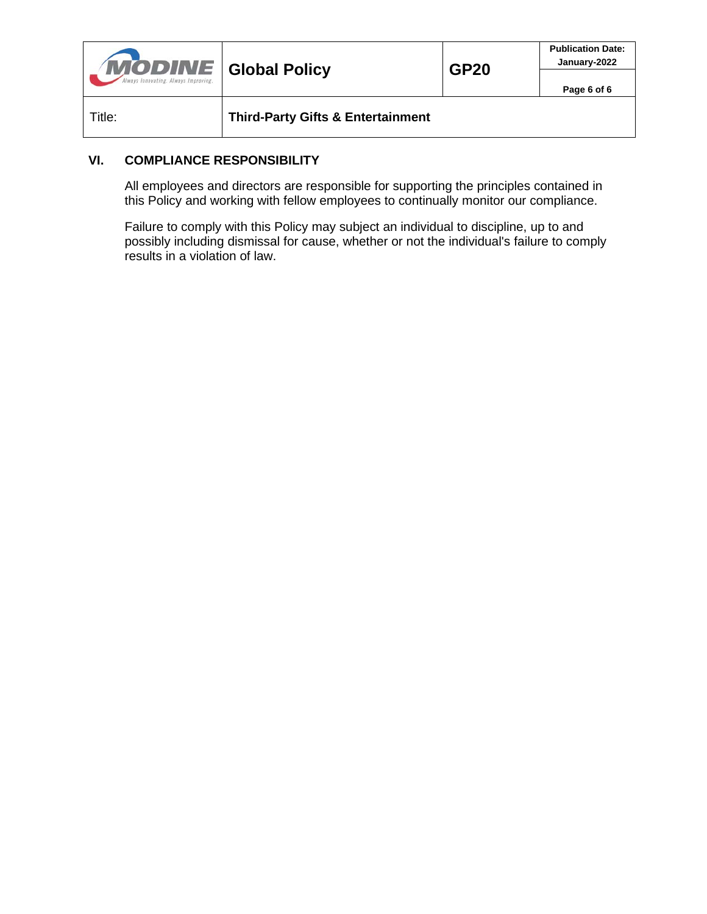## VI. COMPLIANCE RESPONSIBILITY

All employees and directors are responsible for supporting the principles contained in this Policy and working with fellow employees to continually monitor our compliance.

Failure to comply with this Policy may subject an individual to discipline, up to and possibly including dismissal for cause, whether or not the individual's failure to comply results in a violation of law.